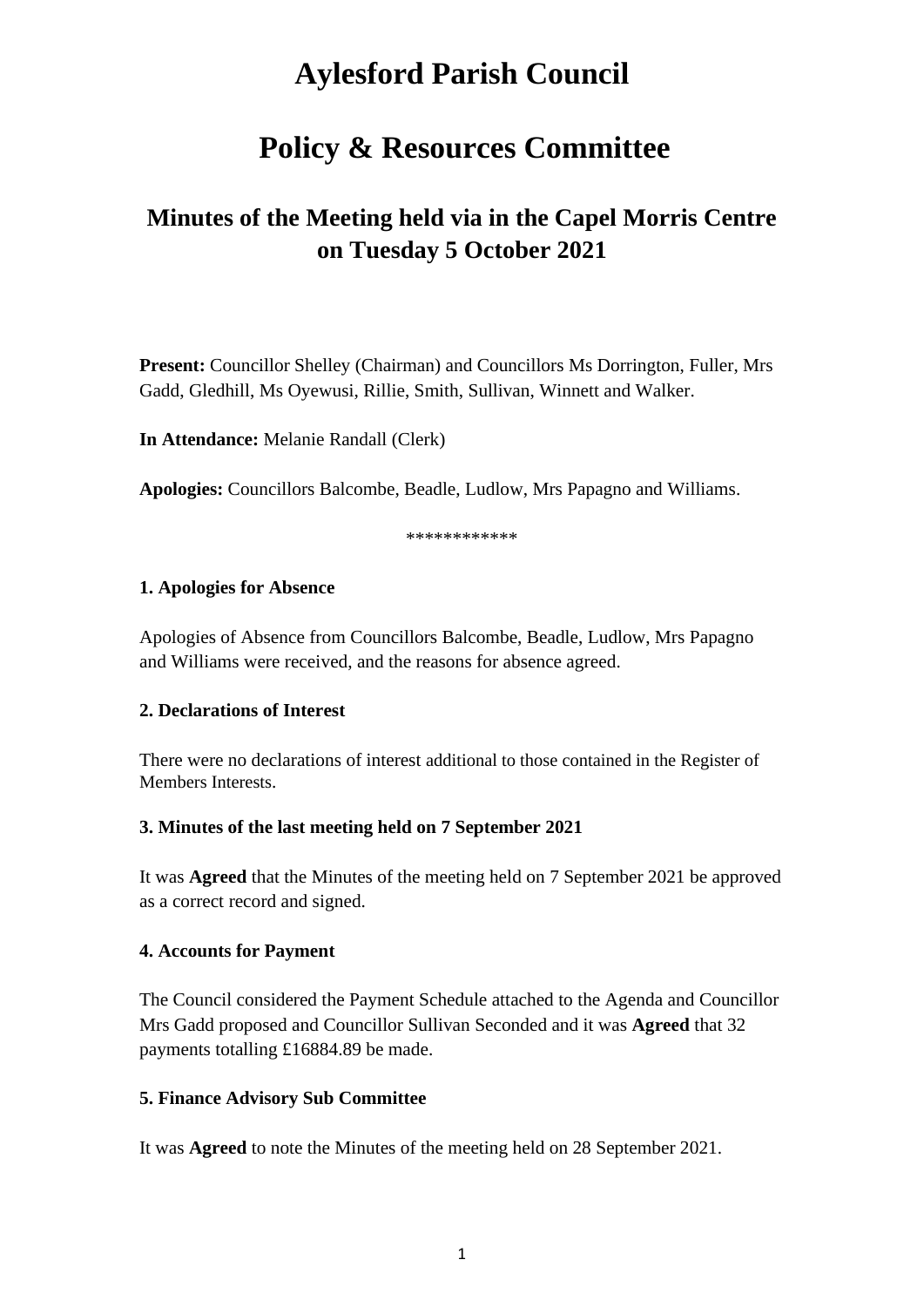# Aylesford Parish Council

# Policy & Resources Committee

## Minutes of the Meeting held via in the Capel Morris Centre on Tuesday 5 October 2021

**Present:** Councillor Shelley (Chairman) and Councillors Ms Dorrington, Fuller, Mrs Gadd, Gledhill, Ms Oyewusi, Rillie, Smith, Sullivan, Winnett and Walker.

**In Attendance:** Melanie Randall (Clerk)

**Apologies:** Councillors Balcombe, Beadle, Ludlow, Mrs Papagno and Williams.

************

**1. Apologies for Absence**

Apologies of Absence from Councillors Balcombe, Beadle, Ludlow, Mrs Papagno and Williams were received, and the reasons for absence agreed.

**2. Declarations of Interest**

There were no declarations of interest additional to those contained in the Register of Members Interests.

**3. Minutes of the last meeting held on 7 September 2021**

It was **Agreed** that the Minutes of the meeting held on 7 September 2021 be approved as a correct record and signed.

**4. Accounts for Payment**

The Council considered the Payment Schedule attached to the Agenda and Councillor Mrs Gadd proposed and Councillor Sullivan Seconded and it was **Agreed** that 32 payments totalling £16884.89 be made.

**5. Finance Advisory Sub Committee**

It was **Agreed** to note the Minutes of the meeting held on 28 September 2021.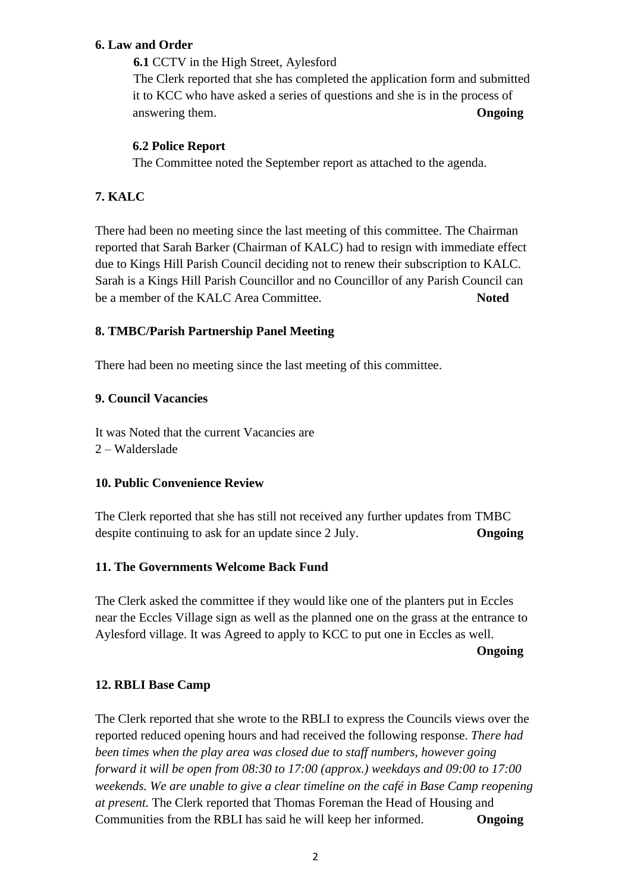**6. Law and Order**

**6.1** CCTV in the High Street, Aylesford

The Clerk reported that she has completed the application form and submitted it to KCC who have asked a series of questions and she is in the process of answering them. **Ongoing**

**6.2 Police Report**

The Committee noted the September report as attached to the agenda.

**7. KALC**

There had been no meeting since the last meeting of this committee. The Chairman reported that Sarah Barker (Chairman of KALC) had to resign with immediate effect due to Kings Hill Parish Council deciding not to renew their subscription to KALC. Sarah is a Kings Hill Parish Councillor and no Councillor of any Parish Council can be a member of the KALC Area Committee. **Noted**

**8. TMBC/Parish Partnership Panel Meeting**

There had been no meeting since the last meeting of this committee.

**9. Council Vacancies**

It was Noted that the current Vacancies are
2 – Walderslade

**10. Public Convenience Review**

The Clerk reported that she has still not received any further updates from TMBC despite continuing to ask for an update since 2 July. **Ongoing**

**11. The Governments Welcome Back Fund**

The Clerk asked the committee if they would like one of the planters put in Eccles near the Eccles Village sign as well as the planned one on the grass at the entrance to Aylesford village. It was Agreed to apply to KCC to put one in Eccles as well.

**Ongoing**

**12. RBLI Base Camp**

The Clerk reported that she wrote to the RBLI to express the Councils views over the reported reduced opening hours and had received the following response. *There had been times when the play area was closed due to staff numbers, however going forward it will be open from 08:30 to 17:00 (approx.) weekdays and 09:00 to 17:00 weekends. We are unable to give a clear timeline on the café in Base Camp reopening at present.* The Clerk reported that Thomas Foreman the Head of Housing and Communities from the RBLI has said he will keep her informed. **Ongoing**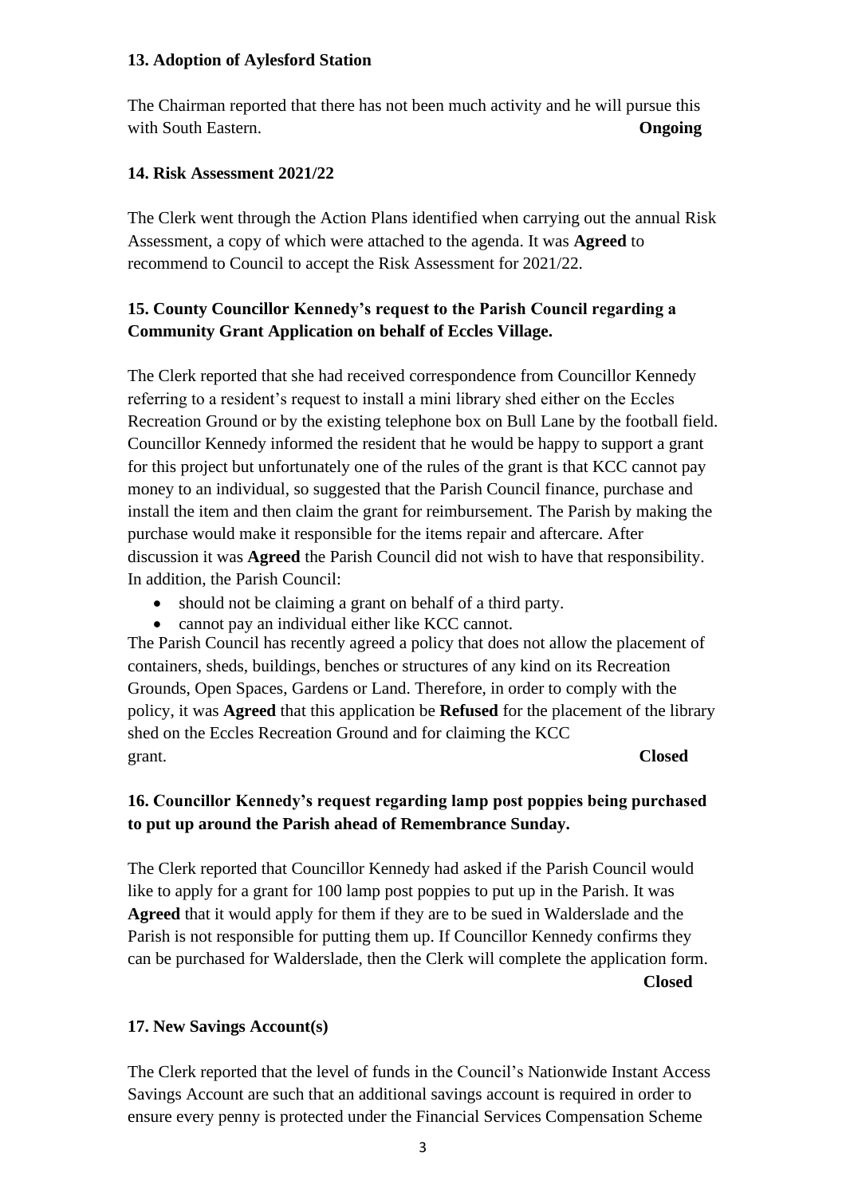**13. Adoption of Aylesford Station**

The Chairman reported that there has not been much activity and he will pursue this with South Eastern. **Ongoing**

**14. Risk Assessment 2021/22**

The Clerk went through the Action Plans identified when carrying out the annual Risk Assessment, a copy of which were attached to the agenda. It was **Agreed** to recommend to Council to accept the Risk Assessment for 2021/22.

**15. County Councillor Kennedy's request to the Parish Council regarding a Community Grant Application on behalf of Eccles Village.**

The Clerk reported that she had received correspondence from Councillor Kennedy referring to a resident's request to install a mini library shed either on the Eccles Recreation Ground or by the existing telephone box on Bull Lane by the football field. Councillor Kennedy informed the resident that he would be happy to support a grant for this project but unfortunately one of the rules of the grant is that KCC cannot pay money to an individual, so suggested that the Parish Council finance, purchase and install the item and then claim the grant for reimbursement. The Parish by making the purchase would make it responsible for the items repair and aftercare. After discussion it was **Agreed** the Parish Council did not wish to have that responsibility. In addition, the Parish Council:

- should not be claiming a grant on behalf of a third party.
- cannot pay an individual either like KCC cannot.

The Parish Council has recently agreed a policy that does not allow the placement of containers, sheds, buildings, benches or structures of any kind on its Recreation Grounds, Open Spaces, Gardens or Land. Therefore, in order to comply with the policy, it was **Agreed** that this application be **Refused** for the placement of the library shed on the Eccles Recreation Ground and for claiming the KCC grant. **Closed**

**16. Councillor Kennedy's request regarding lamp post poppies being purchased to put up around the Parish ahead of Remembrance Sunday.**

The Clerk reported that Councillor Kennedy had asked if the Parish Council would like to apply for a grant for 100 lamp post poppies to put up in the Parish. It was **Agreed** that it would apply for them if they are to be sued in Walderslade and the Parish is not responsible for putting them up. If Councillor Kennedy confirms they can be purchased for Walderslade, then the Clerk will complete the application form. **Closed**

**17. New Savings Account(s)**

The Clerk reported that the level of funds in the Council's Nationwide Instant Access Savings Account are such that an additional savings account is required in order to ensure every penny is protected under the Financial Services Compensation Scheme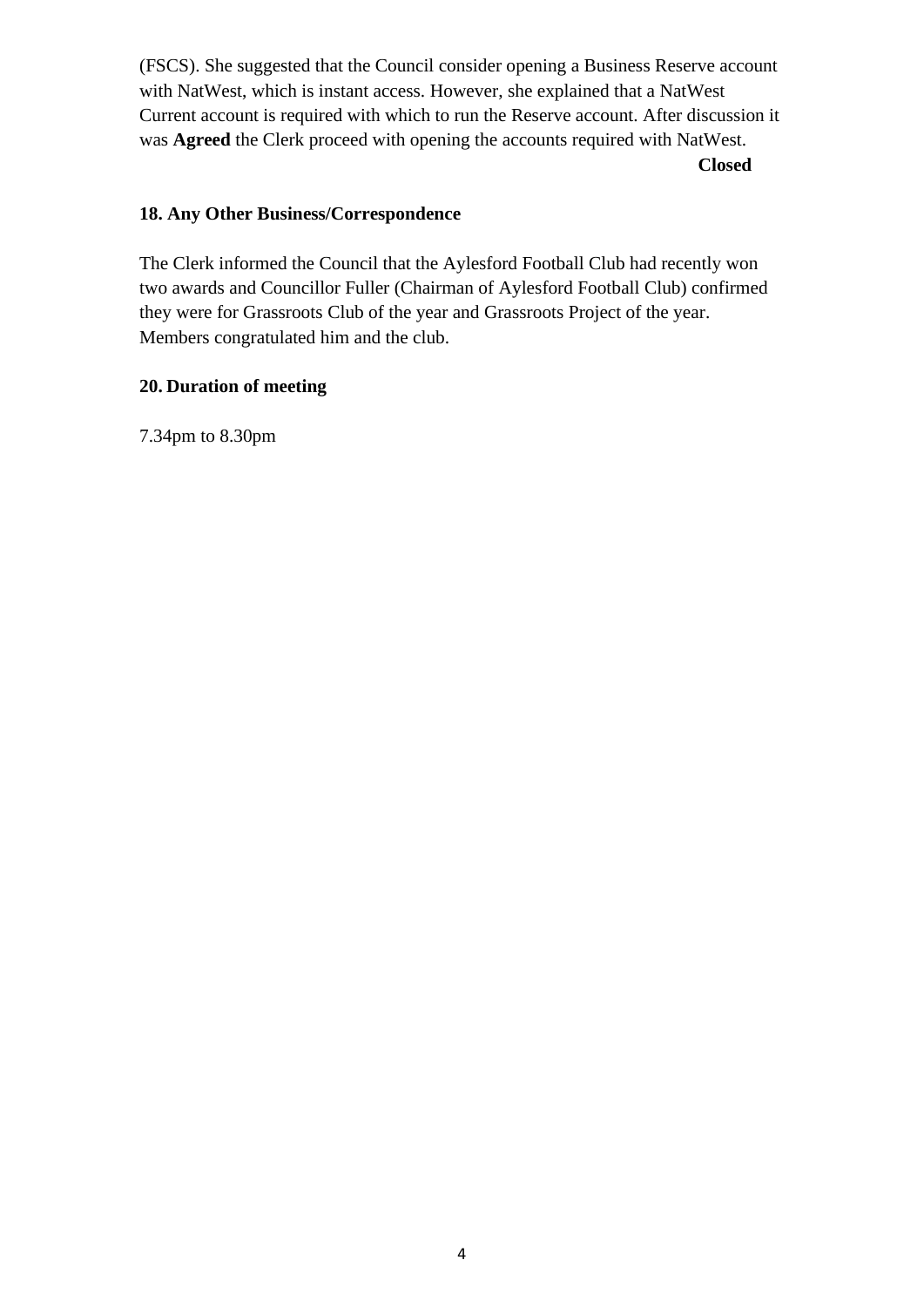(FSCS). She suggested that the Council consider opening a Business Reserve account with NatWest, which is instant access. However, she explained that a NatWest Current account is required with which to run the Reserve account. After discussion it was **Agreed** the Clerk proceed with opening the accounts required with NatWest.

**Closed**

## 18. Any Other Business/Correspondence

The Clerk informed the Council that the Aylesford Football Club had recently won two awards and Councillor Fuller (Chairman of Aylesford Football Club) confirmed they were for Grassroots Club of the year and Grassroots Project of the year. Members congratulated him and the club.

## 20. Duration of meeting

7.34pm to 8.30pm